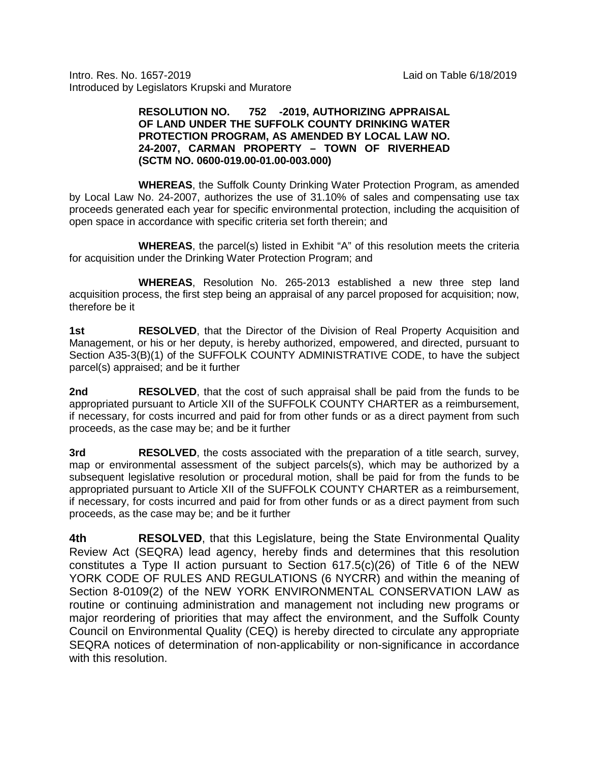Intro. Res. No. 1657-2019 Laid on Table 6/18/2019
Introduced by Legislators Krupski and Muratore

**RESOLUTION NO. 752 -2019, AUTHORIZING APPRAISAL OF LAND UNDER THE SUFFOLK COUNTY DRINKING WATER PROTECTION PROGRAM, AS AMENDED BY LOCAL LAW NO. 24-2007, CARMAN PROPERTY – TOWN OF RIVERHEAD (SCTM NO. 0600-019.00-01.00-003.000)**

**WHEREAS**, the Suffolk County Drinking Water Protection Program, as amended by Local Law No. 24-2007, authorizes the use of 31.10% of sales and compensating use tax proceeds generated each year for specific environmental protection, including the acquisition of open space in accordance with specific criteria set forth therein; and

**WHEREAS**, the parcel(s) listed in Exhibit "A" of this resolution meets the criteria for acquisition under the Drinking Water Protection Program; and

**WHEREAS**, Resolution No. 265-2013 established a new three step land acquisition process, the first step being an appraisal of any parcel proposed for acquisition; now, therefore be it

**1st** **RESOLVED**, that the Director of the Division of Real Property Acquisition and Management, or his or her deputy, is hereby authorized, empowered, and directed, pursuant to Section A35-3(B)(1) of the SUFFOLK COUNTY ADMINISTRATIVE CODE, to have the subject parcel(s) appraised; and be it further

**2nd** **RESOLVED**, that the cost of such appraisal shall be paid from the funds to be appropriated pursuant to Article XII of the SUFFOLK COUNTY CHARTER as a reimbursement, if necessary, for costs incurred and paid for from other funds or as a direct payment from such proceeds, as the case may be; and be it further

**3rd** **RESOLVED**, the costs associated with the preparation of a title search, survey, map or environmental assessment of the subject parcels(s), which may be authorized by a subsequent legislative resolution or procedural motion, shall be paid for from the funds to be appropriated pursuant to Article XII of the SUFFOLK COUNTY CHARTER as a reimbursement, if necessary, for costs incurred and paid for from other funds or as a direct payment from such proceeds, as the case may be; and be it further

**4th** **RESOLVED**, that this Legislature, being the State Environmental Quality Review Act (SEQRA) lead agency, hereby finds and determines that this resolution constitutes a Type II action pursuant to Section 617.5(c)(26) of Title 6 of the NEW YORK CODE OF RULES AND REGULATIONS (6 NYCRR) and within the meaning of Section 8-0109(2) of the NEW YORK ENVIRONMENTAL CONSERVATION LAW as routine or continuing administration and management not including new programs or major reordering of priorities that may affect the environment, and the Suffolk County Council on Environmental Quality (CEQ) is hereby directed to circulate any appropriate SEQRA notices of determination of non-applicability or non-significance in accordance with this resolution.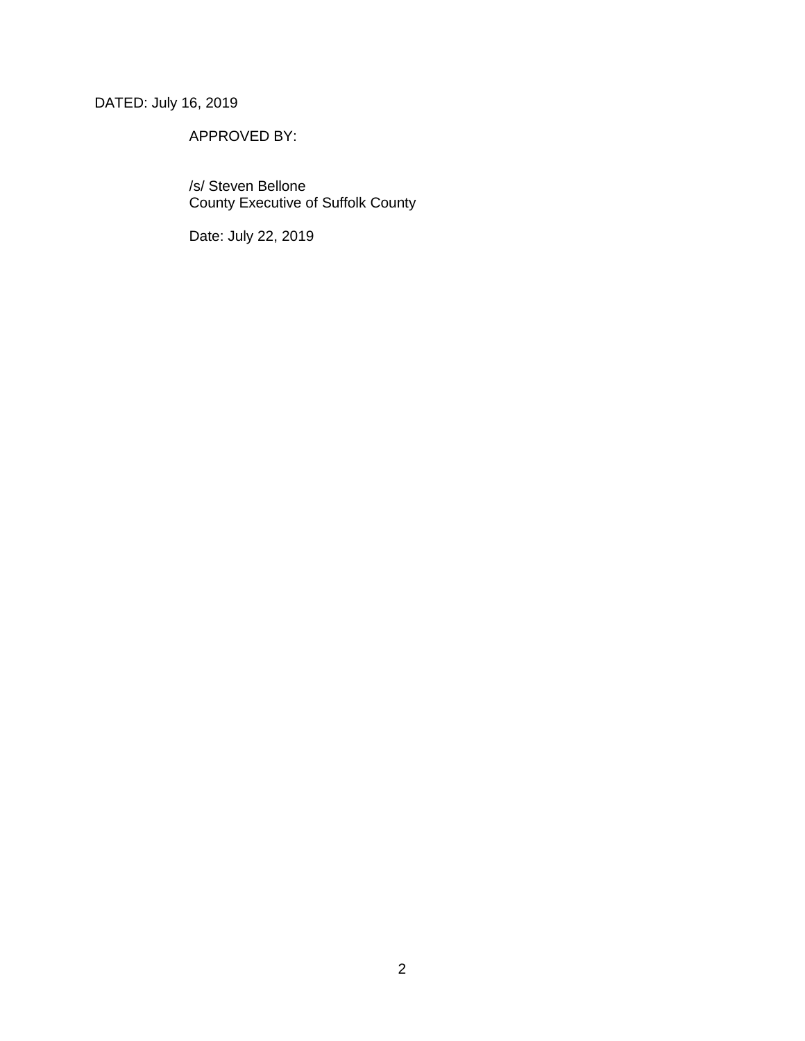DATED: July 16, 2019

APPROVED BY:

/s/ Steven Bellone
County Executive of Suffolk County

Date: July 22, 2019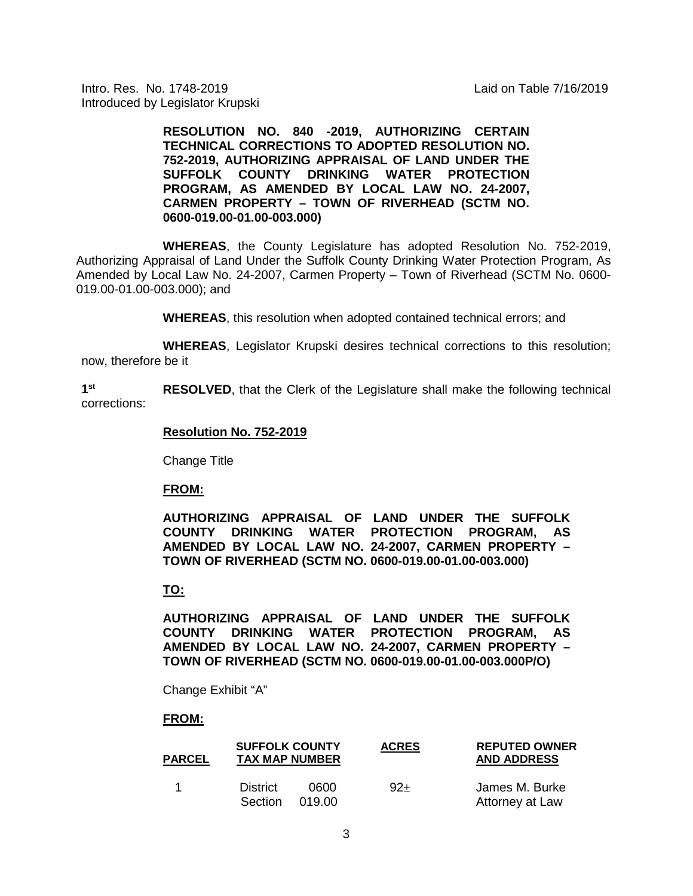Intro. Res. No. 1748-2019 Laid on Table 7/16/2019
Introduced by Legislator Krupski

**RESOLUTION NO. 840 -2019, AUTHORIZING CERTAIN TECHNICAL CORRECTIONS TO ADOPTED RESOLUTION NO. 752-2019, AUTHORIZING APPRAISAL OF LAND UNDER THE SUFFOLK COUNTY DRINKING WATER PROTECTION PROGRAM, AS AMENDED BY LOCAL LAW NO. 24-2007, CARMEN PROPERTY – TOWN OF RIVERHEAD (SCTM NO. 0600-019.00-01.00-003.000)**

**WHEREAS**, the County Legislature has adopted Resolution No. 752-2019, Authorizing Appraisal of Land Under the Suffolk County Drinking Water Protection Program, As Amended by Local Law No. 24-2007, Carmen Property – Town of Riverhead (SCTM No. 0600-019.00-01.00-003.000); and

**WHEREAS**, this resolution when adopted contained technical errors; and

**WHEREAS**, Legislator Krupski desires technical corrections to this resolution; now, therefore be it

1st **RESOLVED**, that the Clerk of the Legislature shall make the following technical corrections:

**Resolution No. 752-2019**

Change Title

**FROM:**

**AUTHORIZING APPRAISAL OF LAND UNDER THE SUFFOLK COUNTY DRINKING WATER PROTECTION PROGRAM, AS AMENDED BY LOCAL LAW NO. 24-2007, CARMEN PROPERTY – TOWN OF RIVERHEAD (SCTM NO. 0600-019.00-01.00-003.000)**

**TO:**

**AUTHORIZING APPRAISAL OF LAND UNDER THE SUFFOLK COUNTY DRINKING WATER PROTECTION PROGRAM, AS AMENDED BY LOCAL LAW NO. 24-2007, CARMEN PROPERTY – TOWN OF RIVERHEAD (SCTM NO. 0600-019.00-01.00-003.000P/O)**

Change Exhibit "A"

**FROM:**

| PARCEL | SUFFOLK COUNTY TAX MAP NUMBER | | ACRES | REPUTED OWNER AND ADDRESS |
|---|---|---|---|---|
| 1 | District | 0600 | 92± | James M. Burke |
| | Section | 019.00 | | Attorney at Law |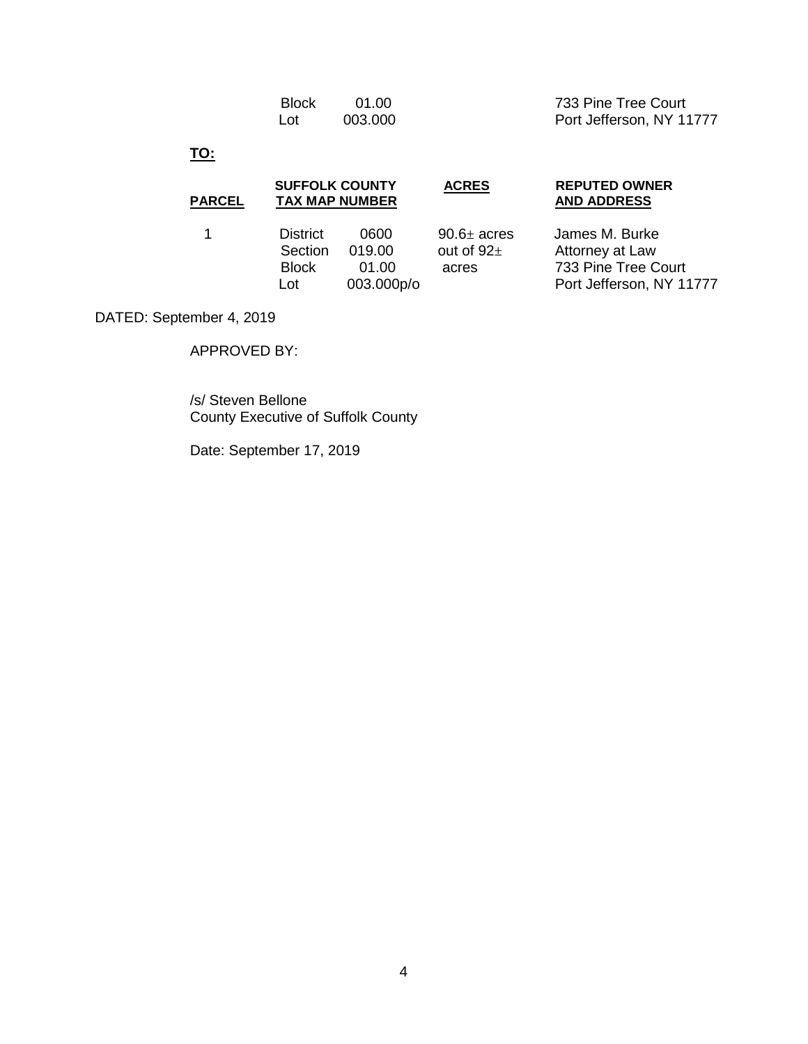| | | | | |
|---|---|---|---|---|
| | Block | 01.00 | | 733 Pine Tree Court |
| | Lot | 003.000 | | Port Jefferson, NY 11777 |

**TO:**

| **PARCEL** | **SUFFOLK COUNTY TAX MAP NUMBER** | | **ACRES** | **REPUTED OWNER AND ADDRESS** |
|---|---|---|---|---|
| 1 | District | 0600 | 90.6± acres | James M. Burke |
| | Section | 019.00 | out of 92± | Attorney at Law |
| | Block | 01.00 | acres | 733 Pine Tree Court |
| | Lot | 003.000p/o | | Port Jefferson, NY 11777 |

DATED: September 4, 2019

APPROVED BY:

/s/ Steven Bellone
County Executive of Suffolk County

Date: September 17, 2019